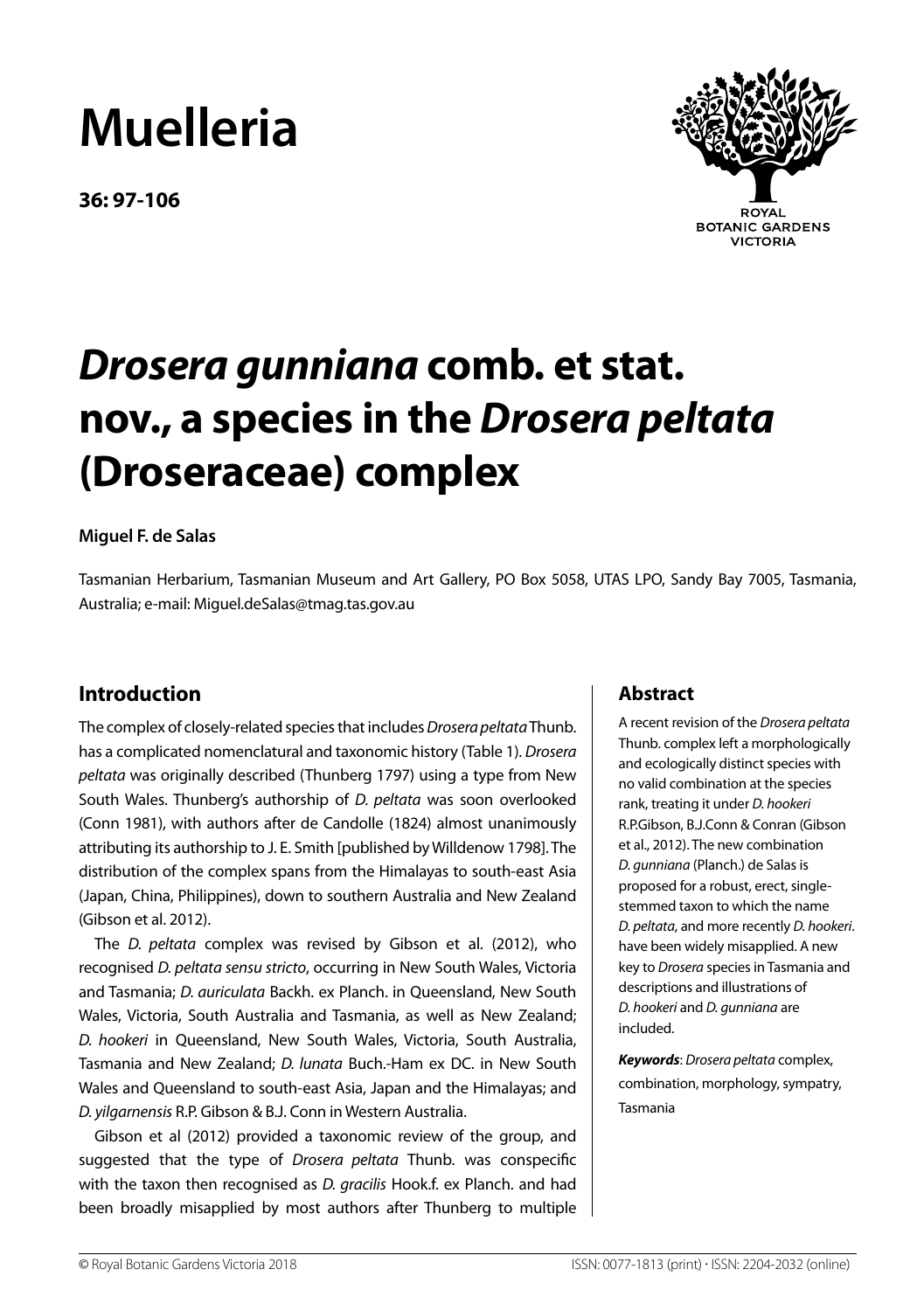# Muelleria

# *Drosera gunniana* comb. et stat. nov., a species in the *Drosera peltata* (Droseraceae) complex

**Miguel F. de Salas**

Tasmanian Herbarium, Tasmanian Museum and Art Gallery, PO Box 5058, UTAS LPO, Sandy Bay 7005, Tasmania, Australia; e-mail: Miguel.deSalas@tmag.tas.gov.au

## Abstract

A recent revision of the *Drosera peltata* Thunb. complex left a morphologically and ecologically distinct species with no valid combination at the species rank, treating it under *D. hookeri* R.P.Gibson, B.J.Conn & Conran (Gibson et al., 2012). The new combination *D. gunniana* (Planch.) de Salas is proposed for a robust, erect, single-stemmed taxon to which the name *D. peltata*, and more recently *D. hookeri*. have been widely misapplied. A new key to *Drosera* species in Tasmania and descriptions and illustrations of *D. hookeri* and *D. gunniana* are included.

***Keywords***: *Drosera peltata* complex, combination, morphology, sympatry, Tasmania

## Introduction

The complex of closely-related species that includes *Drosera peltata* Thunb. has a complicated nomenclatural and taxonomic history (Table 1). *Drosera peltata* was originally described (Thunberg 1797) using a type from New South Wales. Thunberg's authorship of *D. peltata* was soon overlooked (Conn 1981), with authors after de Candolle (1824) almost unanimously attributing its authorship to J. E. Smith [published by Willdenow 1798]. The distribution of the complex spans from the Himalayas to south-east Asia (Japan, China, Philippines), down to southern Australia and New Zealand (Gibson et al. 2012).

The *D. peltata* complex was revised by Gibson et al. (2012), who recognised *D. peltata sensu stricto*, occurring in New South Wales, Victoria and Tasmania; *D. auriculata* Backh. ex Planch. in Queensland, New South Wales, Victoria, South Australia and Tasmania, as well as New Zealand; *D. hookeri* in Queensland, New South Wales, Victoria, South Australia, Tasmania and New Zealand; *D. lunata* Buch.-Ham ex DC. in New South Wales and Queensland to south-east Asia, Japan and the Himalayas; and *D. yilgarnensis* R.P. Gibson & B.J. Conn in Western Australia.

Gibson et al (2012) provided a taxonomic review of the group, and suggested that the type of *Drosera peltata* Thunb. was conspecific with the taxon then recognised as *D. gracilis* Hook.f. ex Planch. and had been broadly misapplied by most authors after Thunberg to multiple

© Royal Botanic Gardens Victoria 2018 ISSN: 0077-1813 (print) · ISSN: 2204-2032 (online)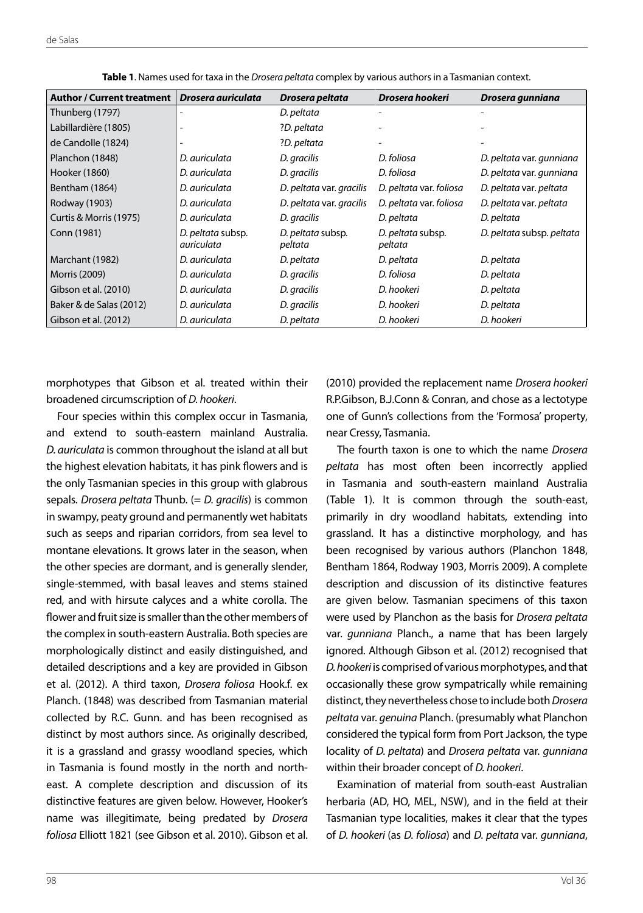**Table 1**. Names used for taxa in the *Drosera peltata* complex by various authors in a Tasmanian context.

| Author / Current treatment | *Drosera auriculata* | *Drosera peltata* | *Drosera hookeri* | *Drosera gunniana* |
|---|---|---|---|---|
| Thunberg (1797) | - | *D. peltata* | - | - |
| Labillardière (1805) | - | ?*D. peltata* | - | - |
| de Candolle (1824) | - | ?*D. peltata* | - | - |
| Planchon (1848) | *D. auriculata* | *D. gracilis* | *D. foliosa* | *D. peltata* var. *gunniana* |
| Hooker (1860) | *D. auriculata* | *D. gracilis* | *D. foliosa* | *D. peltata* var. *gunniana* |
| Bentham (1864) | *D. auriculata* | *D. peltata* var. *gracilis* | *D. peltata* var. *foliosa* | *D. peltata* var. *peltata* |
| Rodway (1903) | *D. auriculata* | *D. peltata* var. *gracilis* | *D. peltata* var. *foliosa* | *D. peltata* var. *peltata* |
| Curtis & Morris (1975) | *D. auriculata* | *D. gracilis* | *D. peltata* | *D. peltata* |
| Conn (1981) | *D. peltata* subsp. *auriculata* | *D. peltata* subsp. *peltata* | *D. peltata* subsp. *peltata* | *D. peltata* subsp. *peltata* |
| Marchant (1982) | *D. auriculata* | *D. peltata* | *D. peltata* | *D. peltata* |
| Morris (2009) | *D. auriculata* | *D. gracilis* | *D. foliosa* | *D. peltata* |
| Gibson et al. (2010) | *D. auriculata* | *D. gracilis* | *D. hookeri* | *D. peltata* |
| Baker & de Salas (2012) | *D. auriculata* | *D. gracilis* | *D. hookeri* | *D. peltata* |
| Gibson et al. (2012) | *D. auriculata* | *D. peltata* | *D. hookeri* | *D. hookeri* |

morphotypes that Gibson et al. treated within their broadened circumscription of *D. hookeri*.

Four species within this complex occur in Tasmania, and extend to south-eastern mainland Australia. *D. auriculata* is common throughout the island at all but the highest elevation habitats, it has pink flowers and is the only Tasmanian species in this group with glabrous sepals. *Drosera peltata* Thunb. (= *D. gracilis*) is common in swampy, peaty ground and permanently wet habitats such as seeps and riparian corridors, from sea level to montane elevations. It grows later in the season, when the other species are dormant, and is generally slender, single-stemmed, with basal leaves and stems stained red, and with hirsute calyces and a white corolla. The flower and fruit size is smaller than the other members of the complex in south-eastern Australia. Both species are morphologically distinct and easily distinguished, and detailed descriptions and a key are provided in Gibson et al. (2012). A third taxon, *Drosera foliosa* Hook.f. ex Planch. (1848) was described from Tasmanian material collected by R.C. Gunn. and has been recognised as distinct by most authors since. As originally described, it is a grassland and grassy woodland species, which in Tasmania is found mostly in the north and north-east. A complete description and discussion of its distinctive features are given below. However, Hooker's name was illegitimate, being predated by *Drosera foliosa* Elliott 1821 (see Gibson et al. 2010). Gibson et al. (2010) provided the replacement name *Drosera hookeri* R.P.Gibson, B.J.Conn & Conran, and chose as a lectotype one of Gunn's collections from the 'Formosa' property, near Cressy, Tasmania.

The fourth taxon is one to which the name *Drosera peltata* has most often been incorrectly applied in Tasmania and south-eastern mainland Australia (Table 1). It is common through the south-east, primarily in dry woodland habitats, extending into grassland. It has a distinctive morphology, and has been recognised by various authors (Planchon 1848, Bentham 1864, Rodway 1903, Morris 2009). A complete description and discussion of its distinctive features are given below. Tasmanian specimens of this taxon were used by Planchon as the basis for *Drosera peltata* var. *gunniana* Planch., a name that has been largely ignored. Although Gibson et al. (2012) recognised that *D. hookeri* is comprised of various morphotypes, and that occasionally these grow sympatrically while remaining distinct, they nevertheless chose to include both *Drosera peltata* var. *genuina* Planch. (presumably what Planchon considered the typical form from Port Jackson, the type locality of *D. peltata*) and *Drosera peltata* var. *gunniana* within their broader concept of *D. hookeri*.

Examination of material from south-east Australian herbaria (AD, HO, MEL, NSW), and in the field at their Tasmanian type localities, makes it clear that the types of *D. hookeri* (as *D. foliosa*) and *D. peltata* var. *gunniana*,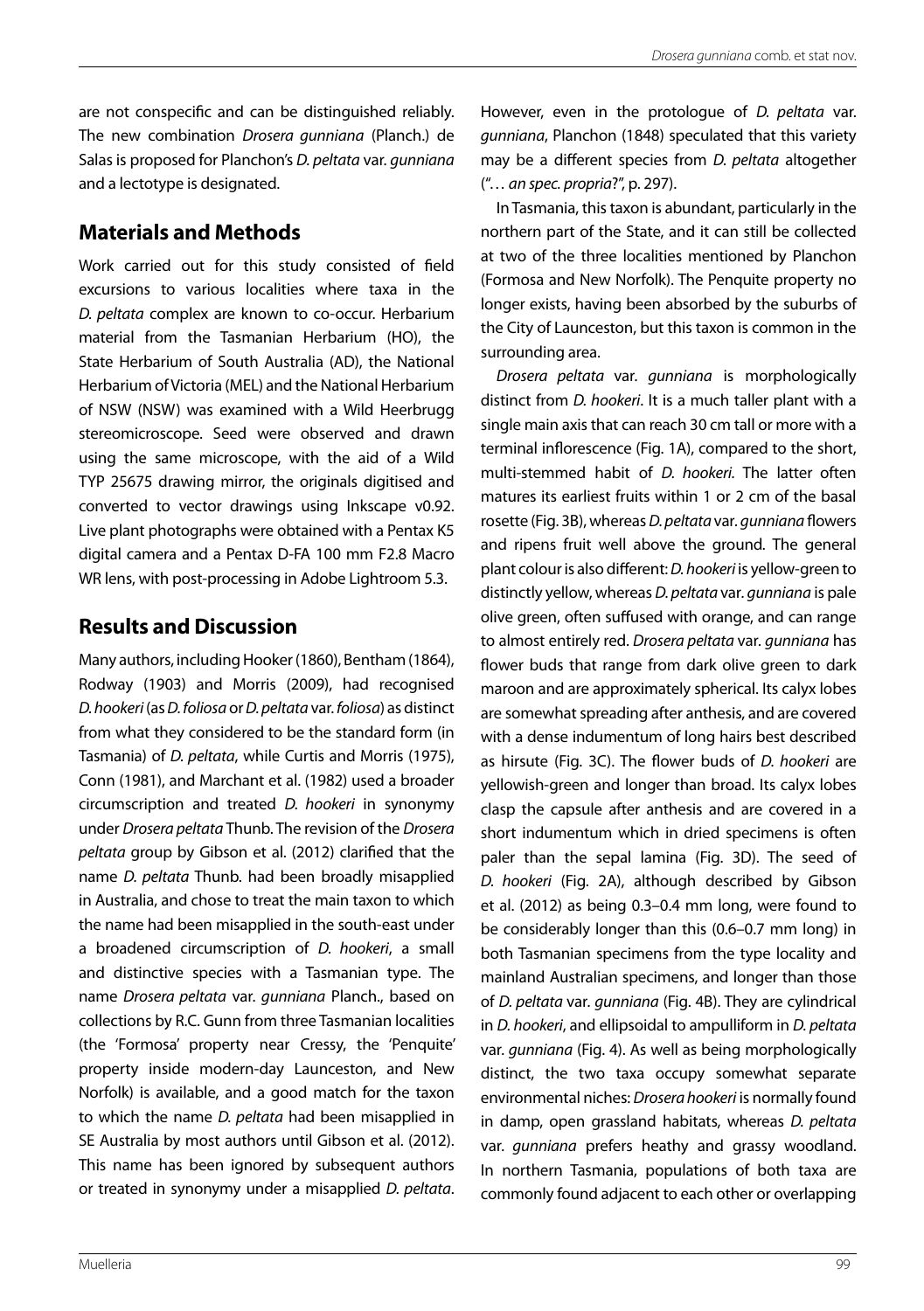are not conspecific and can be distinguished reliably. The new combination *Drosera gunniana* (Planch.) de Salas is proposed for Planchon's *D. peltata* var. *gunniana* and a lectotype is designated.

## Materials and Methods

Work carried out for this study consisted of field excursions to various localities where taxa in the *D. peltata* complex are known to co-occur. Herbarium material from the Tasmanian Herbarium (HO), the State Herbarium of South Australia (AD), the National Herbarium of Victoria (MEL) and the National Herbarium of NSW (NSW) was examined with a Wild Heerbrugg stereomicroscope. Seed were observed and drawn using the same microscope, with the aid of a Wild TYP 25675 drawing mirror, the originals digitised and converted to vector drawings using Inkscape v0.92. Live plant photographs were obtained with a Pentax K5 digital camera and a Pentax D-FA 100 mm F2.8 Macro WR lens, with post-processing in Adobe Lightroom 5.3.

## Results and Discussion

Many authors, including Hooker (1860), Bentham (1864), Rodway (1903) and Morris (2009), had recognised *D. hookeri* (as *D. foliosa* or *D. peltata* var. *foliosa*) as distinct from what they considered to be the standard form (in Tasmania) of *D. peltata*, while Curtis and Morris (1975), Conn (1981), and Marchant et al. (1982) used a broader circumscription and treated *D. hookeri* in synonymy under *Drosera peltata* Thunb. The revision of the *Drosera peltata* group by Gibson et al. (2012) clarified that the name *D. peltata* Thunb. had been broadly misapplied in Australia, and chose to treat the main taxon to which the name had been misapplied in the south-east under a broadened circumscription of *D. hookeri*, a small and distinctive species with a Tasmanian type. The name *Drosera peltata* var. *gunniana* Planch., based on collections by R.C. Gunn from three Tasmanian localities (the 'Formosa' property near Cressy, the 'Penquite' property inside modern-day Launceston, and New Norfolk) is available, and a good match for the taxon to which the name *D. peltata* had been misapplied in SE Australia by most authors until Gibson et al. (2012). This name has been ignored by subsequent authors or treated in synonymy under a misapplied *D. peltata*. However, even in the protologue of *D. peltata* var. *gunniana*, Planchon (1848) speculated that this variety may be a different species from *D. peltata* altogether ("*… an spec. propria*?", p. 297).

In Tasmania, this taxon is abundant, particularly in the northern part of the State, and it can still be collected at two of the three localities mentioned by Planchon (Formosa and New Norfolk). The Penquite property no longer exists, having been absorbed by the suburbs of the City of Launceston, but this taxon is common in the surrounding area.

*Drosera peltata* var. *gunniana* is morphologically distinct from *D. hookeri*. It is a much taller plant with a single main axis that can reach 30 cm tall or more with a terminal inflorescence (Fig. 1A), compared to the short, multi-stemmed habit of *D. hookeri*. The latter often matures its earliest fruits within 1 or 2 cm of the basal rosette (Fig. 3B), whereas *D. peltata* var. *gunniana* flowers and ripens fruit well above the ground. The general plant colour is also different: *D. hookeri* is yellow-green to distinctly yellow, whereas *D. peltata* var. *gunniana* is pale olive green, often suffused with orange, and can range to almost entirely red. *Drosera peltata* var. *gunniana* has flower buds that range from dark olive green to dark maroon and are approximately spherical. Its calyx lobes are somewhat spreading after anthesis, and are covered with a dense indumentum of long hairs best described as hirsute (Fig. 3C). The flower buds of *D. hookeri* are yellowish-green and longer than broad. Its calyx lobes clasp the capsule after anthesis and are covered in a short indumentum which in dried specimens is often paler than the sepal lamina (Fig. 3D). The seed of *D. hookeri* (Fig. 2A), although described by Gibson et al. (2012) as being 0.3–0.4 mm long, were found to be considerably longer than this (0.6–0.7 mm long) in both Tasmanian specimens from the type locality and mainland Australian specimens, and longer than those of *D. peltata* var. *gunniana* (Fig. 4B). They are cylindrical in *D. hookeri*, and ellipsoidal to ampulliform in *D. peltata* var. *gunniana* (Fig. 4). As well as being morphologically distinct, the two taxa occupy somewhat separate environmental niches: *Drosera hookeri* is normally found in damp, open grassland habitats, whereas *D. peltata* var. *gunniana* prefers heathy and grassy woodland. In northern Tasmania, populations of both taxa are commonly found adjacent to each other or overlapping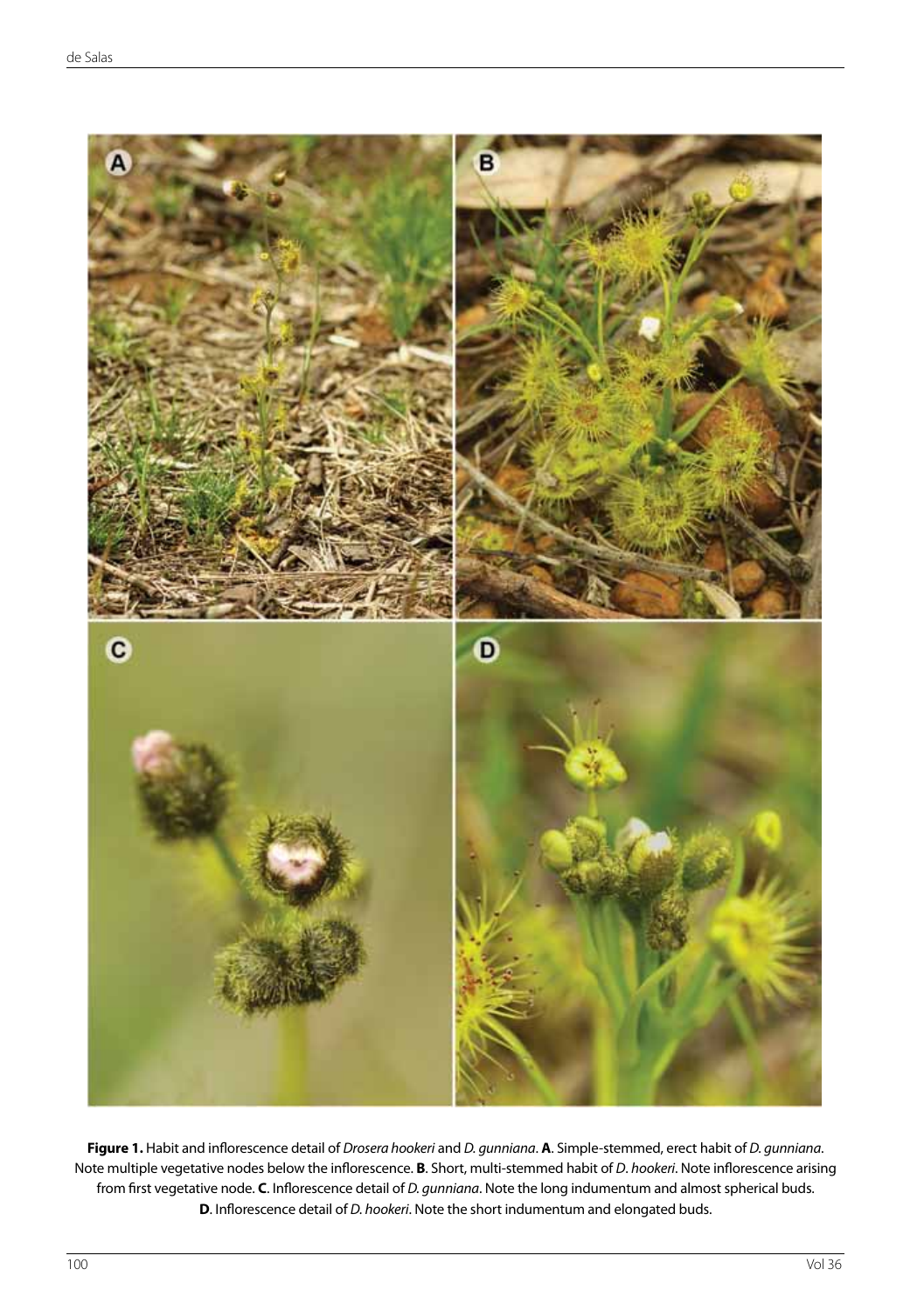**Figure 1.** Habit and inflorescence detail of *Drosera hookeri* and *D. gunniana*. **A**. Simple-stemmed, erect habit of *D. gunniana*. Note multiple vegetative nodes below the inflorescence. **B**. Short, multi-stemmed habit of *D. hookeri*. Note inflorescence arising from first vegetative node. **C**. Inflorescence detail of *D. gunniana*. Note the long indumentum and almost spherical buds. **D**. Inflorescence detail of *D. hookeri*. Note the short indumentum and elongated buds.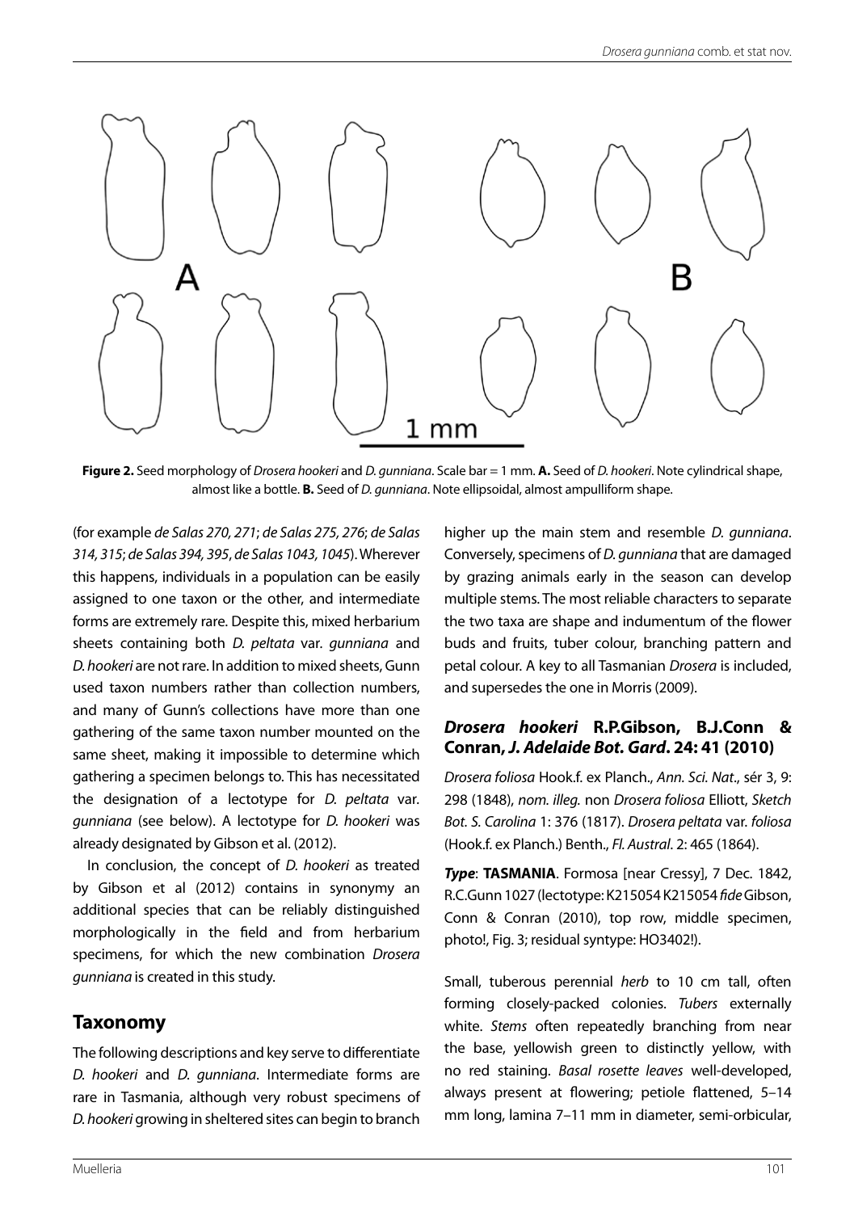**Figure 2.** Seed morphology of *Drosera hookeri* and *D. gunniana*. Scale bar = 1 mm. **A.** Seed of *D. hookeri*. Note cylindrical shape, almost like a bottle. **B.** Seed of *D. gunniana*. Note ellipsoidal, almost ampulliform shape.

(for example *de Salas 270, 271*; *de Salas 275, 276*; *de Salas 314, 315*; *de Salas 394, 395*, *de Salas 1043, 1045*). Wherever this happens, individuals in a population can be easily assigned to one taxon or the other, and intermediate forms are extremely rare. Despite this, mixed herbarium sheets containing both *D. peltata* var. *gunniana* and *D. hookeri* are not rare. In addition to mixed sheets, Gunn used taxon numbers rather than collection numbers, and many of Gunn's collections have more than one gathering of the same taxon number mounted on the same sheet, making it impossible to determine which gathering a specimen belongs to. This has necessitated the designation of a lectotype for *D. peltata* var. *gunniana* (see below). A lectotype for *D. hookeri* was already designated by Gibson et al. (2012).

In conclusion, the concept of *D. hookeri* as treated by Gibson et al (2012) contains in synonymy an additional species that can be reliably distinguished morphologically in the field and from herbarium specimens, for which the new combination *Drosera gunniana* is created in this study.

## Taxonomy

The following descriptions and key serve to differentiate *D. hookeri* and *D. gunniana*. Intermediate forms are rare in Tasmania, although very robust specimens of *D. hookeri* growing in sheltered sites can begin to branch higher up the main stem and resemble *D. gunniana*. Conversely, specimens of *D. gunniana* that are damaged by grazing animals early in the season can develop multiple stems. The most reliable characters to separate the two taxa are shape and indumentum of the flower buds and fruits, tuber colour, branching pattern and petal colour. A key to all Tasmanian *Drosera* is included, and supersedes the one in Morris (2009).

### *Drosera hookeri* R.P.Gibson, B.J.Conn & Conran, *J. Adelaide Bot. Gard*. 24: 41 (2010)

*Drosera foliosa* Hook.f. ex Planch., *Ann. Sci. Nat*., sér 3, 9: 298 (1848), *nom. illeg.* non *Drosera foliosa* Elliott, *Sketch Bot. S. Carolina* 1: 376 (1817). *Drosera peltata* var. *foliosa* (Hook.f. ex Planch.) Benth., *Fl. Austral.* 2: 465 (1864).

***Type***: **TASMANIA**. Formosa [near Cressy], 7 Dec. 1842, R.C.Gunn 1027 (lectotype: K215054 K215054 *fide* Gibson, Conn & Conran (2010), top row, middle specimen, photo!, Fig. 3; residual syntype: HO3402!).

Small, tuberous perennial *herb* to 10 cm tall, often forming closely-packed colonies. *Tubers* externally white. *Stems* often repeatedly branching from near the base, yellowish green to distinctly yellow, with no red staining. *Basal rosette leaves* well-developed, always present at flowering; petiole flattened, 5–14 mm long, lamina 7–11 mm in diameter, semi-orbicular,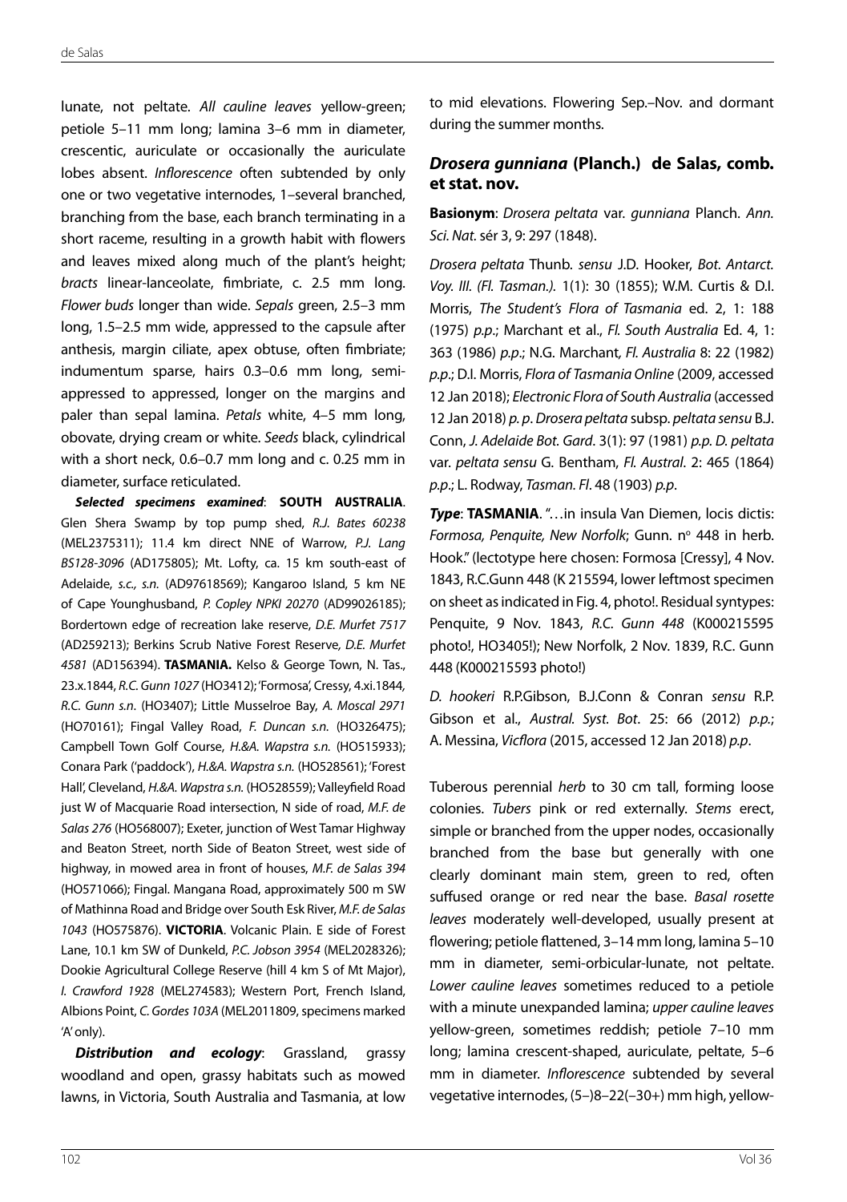lunate, not peltate. *All cauline leaves* yellow-green; petiole 5–11 mm long; lamina 3–6 mm in diameter, crescentic, auriculate or occasionally the auriculate lobes absent. *Inflorescence* often subtended by only one or two vegetative internodes, 1–several branched, branching from the base, each branch terminating in a short raceme, resulting in a growth habit with flowers and leaves mixed along much of the plant's height; *bracts* linear-lanceolate, fimbriate, c. 2.5 mm long. *Flower buds* longer than wide. *Sepals* green, 2.5–3 mm long, 1.5–2.5 mm wide, appressed to the capsule after anthesis, margin ciliate, apex obtuse, often fimbriate; indumentum sparse, hairs 0.3–0.6 mm long, semi-appressed to appressed, longer on the margins and paler than sepal lamina. *Petals* white, 4–5 mm long, obovate, drying cream or white. *Seeds* black, cylindrical with a short neck, 0.6–0.7 mm long and c. 0.25 mm in diameter, surface reticulated.

***Selected specimens examined***: **SOUTH AUSTRALIA**. Glen Shera Swamp by top pump shed, *R.J. Bates 60238* (MEL2375311); 11.4 km direct NNE of Warrow, *P.J. Lang BS128-3096* (AD175805); Mt. Lofty, ca. 15 km south-east of Adelaide, *s.c., s.n.* (AD97618569); Kangaroo Island, 5 km NE of Cape Younghusband, *P. Copley NPKI 20270* (AD99026185); Bordertown edge of recreation lake reserve, *D.E. Murfet 7517* (AD259213); Berkins Scrub Native Forest Reserve, *D.E. Murfet 4581* (AD156394). **TASMANIA.** Kelso & George Town, N. Tas., 23.x.1844, *R.C. Gunn 1027* (HO3412); 'Formosa', Cressy, 4.xi.1844, *R.C. Gunn s.n.* (HO3407); Little Musselroe Bay, *A. Moscal 2971* (HO70161); Fingal Valley Road, *F. Duncan s.n.* (HO326475); Campbell Town Golf Course, *H.&A. Wapstra s.n.* (HO515933); Conara Park ('paddock'), *H.&A. Wapstra s.n.* (HO528561); 'Forest Hall', Cleveland, *H.&A. Wapstra s.n.* (HO528559); Valleyfield Road just W of Macquarie Road intersection, N side of road, *M.F. de Salas 276* (HO568007); Exeter, junction of West Tamar Highway and Beaton Street, north Side of Beaton Street, west side of highway, in mowed area in front of houses, *M.F. de Salas 394* (HO571066); Fingal. Mangana Road, approximately 500 m SW of Mathinna Road and Bridge over South Esk River, *M.F. de Salas 1043* (HO575876). **VICTORIA**. Volcanic Plain. E side of Forest Lane, 10.1 km SW of Dunkeld, *P.C. Jobson 3954* (MEL2028326); Dookie Agricultural College Reserve (hill 4 km S of Mt Major), *I. Crawford 1928* (MEL274583); Western Port, French Island, Albions Point, *C. Gordes 103A* (MEL2011809, specimens marked 'A' only).

***Distribution and ecology***: Grassland, grassy woodland and open, grassy habitats such as mowed lawns, in Victoria, South Australia and Tasmania, at low to mid elevations. Flowering Sep.–Nov. and dormant during the summer months.

### *Drosera gunniana* (Planch.) de Salas, comb. et stat. nov.

**Basionym**: *Drosera peltata* var. *gunniana* Planch. *Ann. Sci. Nat.* sér 3, 9: 297 (1848).

*Drosera peltata* Thunb. *sensu* J.D. Hooker, *Bot. Antarct. Voy. III. (Fl. Tasman.).* 1(1): 30 (1855); W.M. Curtis & D.I. Morris, *The Student's Flora of Tasmania* ed. 2, 1: 188 (1975) *p.p.*; Marchant et al., *Fl. South Australia* Ed. 4, 1: 363 (1986) *p.p.*; N.G. Marchant, *Fl. Australia* 8: 22 (1982) *p.p.*; D.I. Morris, *Flora of Tasmania Online* (2009, accessed 12 Jan 2018); *Electronic Flora of South Australia* (accessed 12 Jan 2018) *p. p. Drosera peltata* subsp. *peltata sensu* B.J. Conn, *J. Adelaide Bot. Gard*. 3(1): 97 (1981) *p.p. D. peltata* var. *peltata sensu* G. Bentham, *Fl. Austral*. 2: 465 (1864) *p.p.*; L. Rodway, *Tasman. Fl*. 48 (1903) *p.p*.

***Type***: **TASMANIA**. "…in insula Van Diemen, locis dictis: *Formosa, Penquite, New Norfolk*; Gunn. nº 448 in herb. Hook." (lectotype here chosen: Formosa [Cressy], 4 Nov. 1843, R.C.Gunn 448 (K 215594, lower leftmost specimen on sheet as indicated in Fig. 4, photo!. Residual syntypes: Penquite, 9 Nov. 1843, *R.C. Gunn 448* (K000215595 photo!, HO3405!); New Norfolk, 2 Nov. 1839, R.C. Gunn 448 (K000215593 photo!)

*D. hookeri* R.P.Gibson, B.J.Conn & Conran *sensu* R.P. Gibson et al., *Austral. Syst. Bot*. 25: 66 (2012) *p.p.*; A. Messina, *Vicflora* (2015, accessed 12 Jan 2018) *p.p*.

Tuberous perennial *herb* to 30 cm tall, forming loose colonies. *Tubers* pink or red externally. *Stems* erect, simple or branched from the upper nodes, occasionally branched from the base but generally with one clearly dominant main stem, green to red, often suffused orange or red near the base. *Basal rosette leaves* moderately well-developed, usually present at flowering; petiole flattened, 3–14 mm long, lamina 5–10 mm in diameter, semi-orbicular-lunate, not peltate. *Lower cauline leaves* sometimes reduced to a petiole with a minute unexpanded lamina; *upper cauline leaves* yellow-green, sometimes reddish; petiole 7–10 mm long; lamina crescent-shaped, auriculate, peltate, 5–6 mm in diameter. *Inflorescence* subtended by several vegetative internodes, (5–)8–22(–30+) mm high, yellow-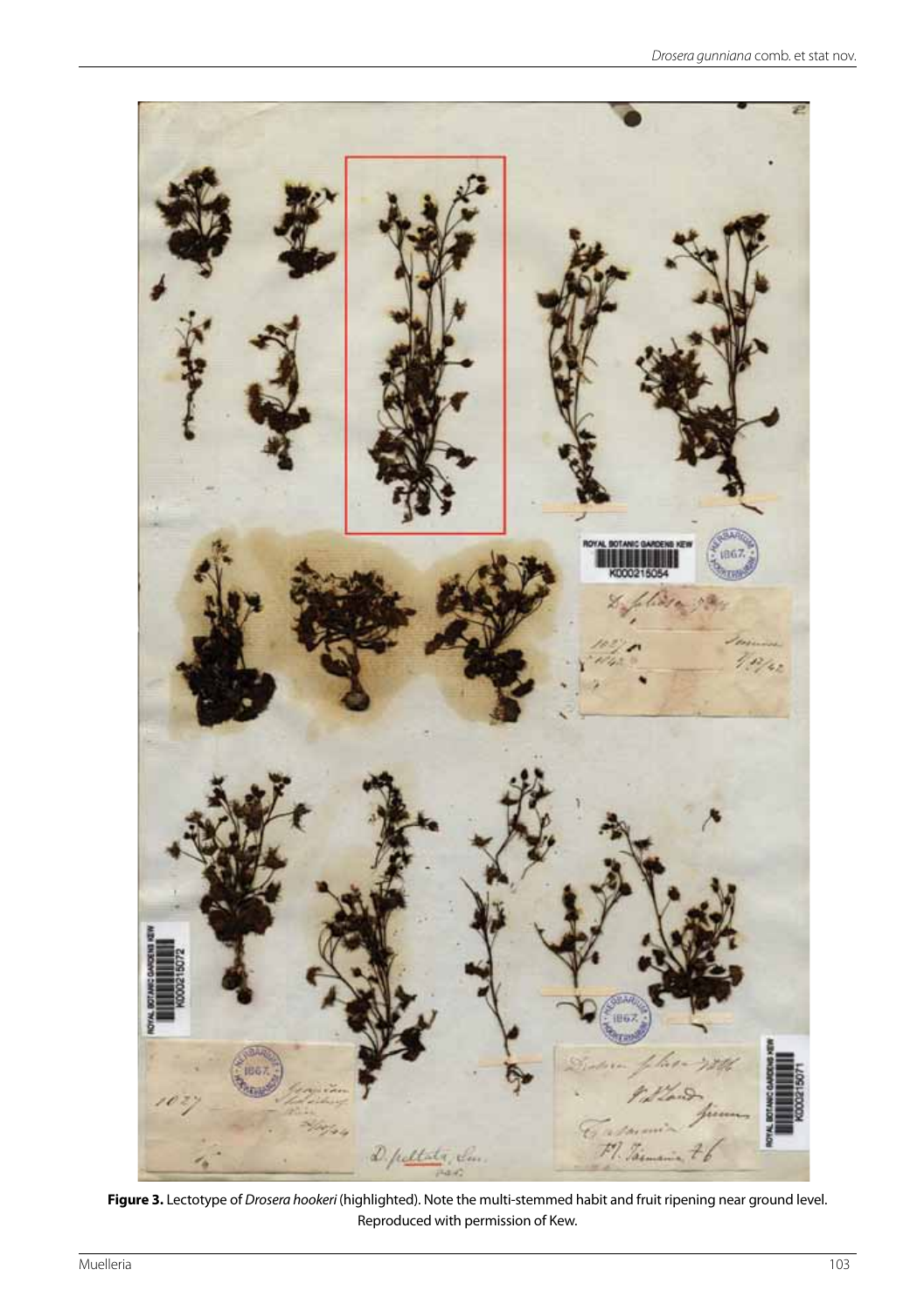**Figure 3.** Lectotype of *Drosera hookeri* (highlighted). Note the multi-stemmed habit and fruit ripening near ground level. Reproduced with permission of Kew.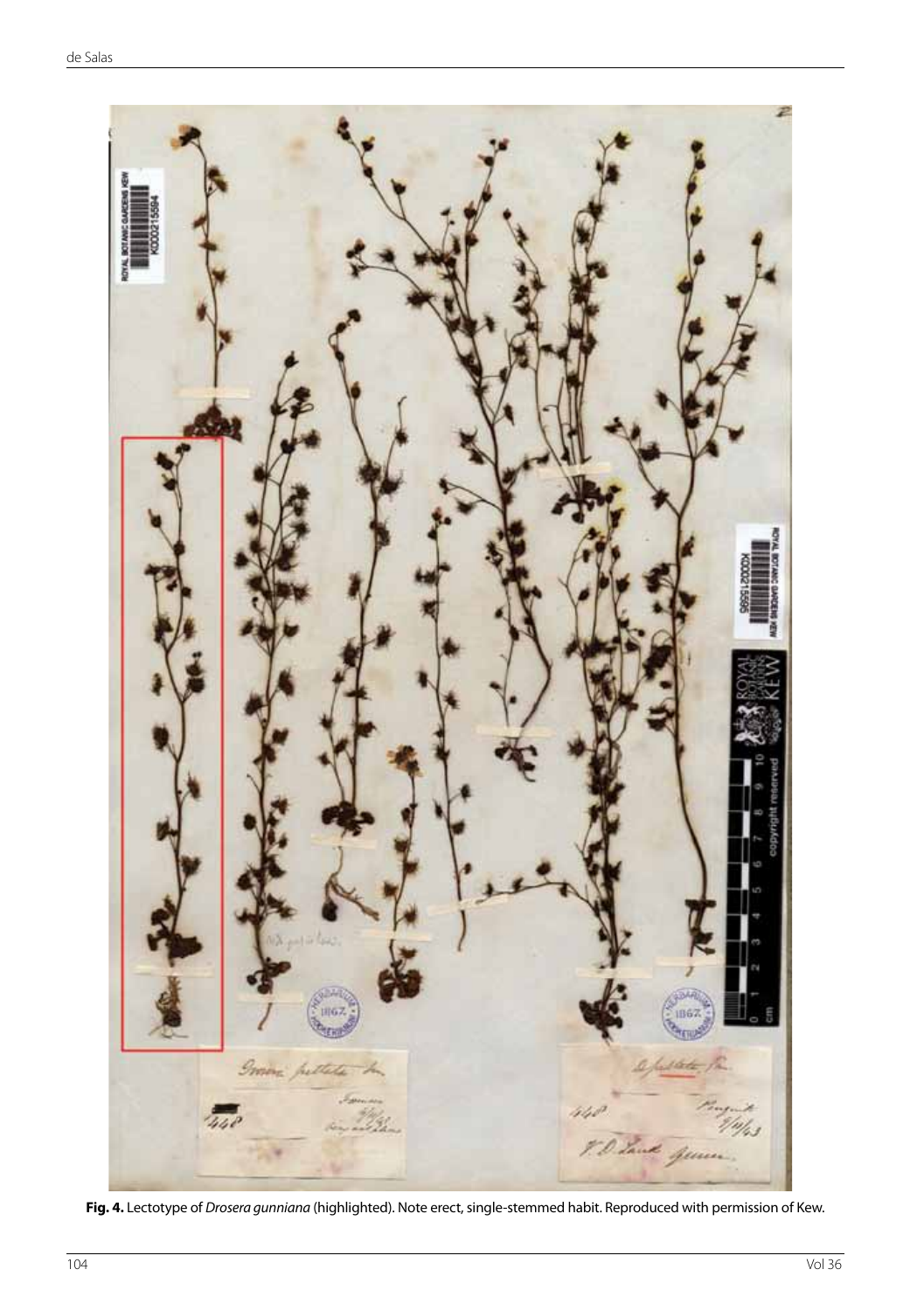**Fig. 4.** Lectotype of *Drosera gunniana* (highlighted). Note erect, single-stemmed habit. Reproduced with permission of Kew.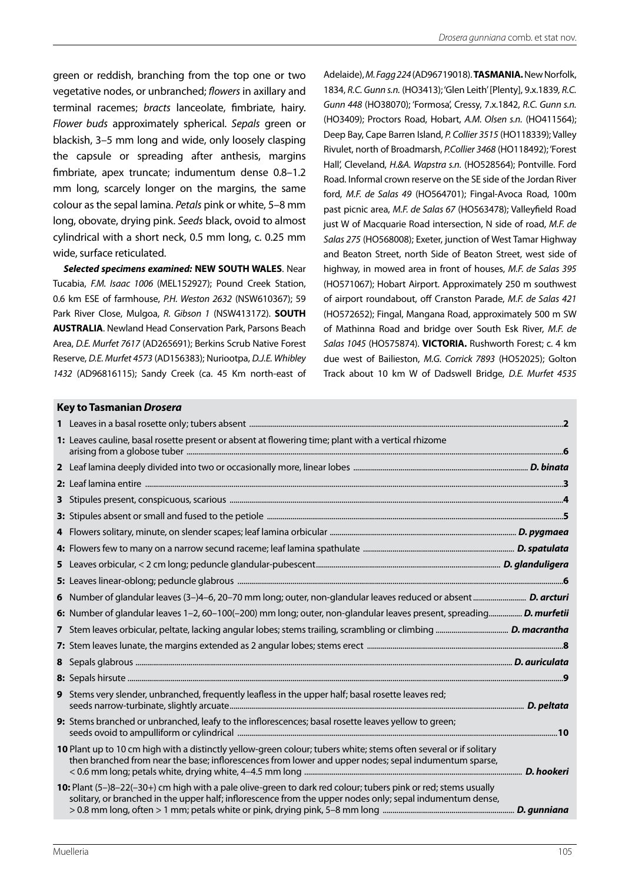green or reddish, branching from the top one or two vegetative nodes, or unbranched; *flowers* in axillary and terminal racemes; *bracts* lanceolate, fimbriate, hairy. *Flower buds* approximately spherical. *Sepals* green or blackish, 3–5 mm long and wide, only loosely clasping the capsule or spreading after anthesis, margins fimbriate, apex truncate; indumentum dense 0.8–1.2 mm long, scarcely longer on the margins, the same colour as the sepal lamina. *Petals* pink or white, 5–8 mm long, obovate, drying pink. *Seeds* black, ovoid to almost cylindrical with a short neck, 0.5 mm long, c. 0.25 mm wide, surface reticulated.

***Selected specimens examined:*** **NEW SOUTH WALES**. Near Tucabia, *F.M. Isaac 1006* (MEL152927); Pound Creek Station, 0.6 km ESE of farmhouse, *P.H. Weston 2632* (NSW610367); 59 Park River Close, Mulgoa, *R. Gibson 1* (NSW413172). **SOUTH AUSTRALIA**. Newland Head Conservation Park, Parsons Beach Area, *D.E. Murfet 7617* (AD265691); Berkins Scrub Native Forest Reserve, *D.E. Murfet 4573* (AD156383); Nuriootpa, *D.J.E. Whibley 1432* (AD96816115); Sandy Creek (ca. 45 Km north-east of Adelaide), *M. Fagg 224* (AD96719018). **TASMANIA.** New Norfolk, 1834, *R.C. Gunn s.n.* (HO3413); 'Glen Leith' [Plenty], 9.x.1839, *R.C. Gunn 448* (HO38070); 'Formosa', Cressy, 7.x.1842, *R.C. Gunn s.n.* (HO3409); Proctors Road, Hobart, *A.M. Olsen s.n.* (HO411564); Deep Bay, Cape Barren Island, *P. Collier 3515* (HO118339); Valley Rivulet, north of Broadmarsh, *P.Collier 3468* (HO118492); 'Forest Hall', Cleveland, *H.&A. Wapstra s.n.* (HO528564); Pontville. Ford Road. Informal crown reserve on the SE side of the Jordan River ford, *M.F. de Salas 49* (HO564701); Fingal-Avoca Road, 100m past picnic area, *M.F. de Salas 67* (HO563478); Valleyfield Road just W of Macquarie Road intersection, N side of road, *M.F. de Salas 275* (HO568008); Exeter, junction of West Tamar Highway and Beaton Street, north Side of Beaton Street, west side of highway, in mowed area in front of houses, *M.F. de Salas 395* (HO571067); Hobart Airport. Approximately 250 m southwest of airport roundabout, off Cranston Parade, *M.F. de Salas 421* (HO572652); Fingal, Mangana Road, approximately 500 m SW of Mathinna Road and bridge over South Esk River, *M.F. de Salas 1045* (HO575874). **VICTORIA.** Rushworth Forest; c. 4 km due west of Bailieston, *M.G. Corrick 7893* (HO52025); Golton Track about 10 km W of Dadswell Bridge, *D.E. Murfet 4535*

**Key to Tasmanian *Drosera***

**1** Leaves in a basal rosette only; tubers absent .......... **2**

**1:** Leaves cauline, basal rosette present or absent at flowering time; plant with a vertical rhizome arising from a globose tuber .......... **6**

**2** Leaf lamina deeply divided into two or occasionally more, linear lobes .......... ***D. binata***

**2:** Leaf lamina entire .......... **3**

**3** Stipules present, conspicuous, scarious .......... **4**

**3:** Stipules absent or small and fused to the petiole .......... **5**

**4** Flowers solitary, minute, on slender scapes; leaf lamina orbicular .......... ***D. pygmaea***

**4:** Flowers few to many on a narrow secund raceme; leaf lamina spathulate .......... ***D. spatulata***

**5** Leaves orbicular, < 2 cm long; peduncle glandular-pubescent .......... ***D. glanduligera***

**5:** Leaves linear-oblong; peduncle glabrous .......... **6**

**6** Number of glandular leaves (3–)4–6, 20–70 mm long; outer, non-glandular leaves reduced or absent .......... ***D. arcturi***

**6:** Number of glandular leaves 1–2, 60–100(–200) mm long; outer, non-glandular leaves present, spreading .......... ***D. murfetii***

**7** Stem leaves orbicular, peltate, lacking angular lobes; stems trailing, scrambling or climbing .......... ***D. macrantha***

**7:** Stem leaves lunate, the margins extended as 2 angular lobes; stems erect .......... **8**

**8** Sepals glabrous .......... ***D. auriculata***

**8:** Sepals hirsute .......... **9**

**9** Stems very slender, unbranched, frequently leafless in the upper half; basal rosette leaves red; seeds narrow-turbinate, slightly arcuate .......... ***D. peltata***

**9:** Stems branched or unbranched, leafy to the inflorescences; basal rosette leaves yellow to green; seeds ovoid to ampulliform or cylindrical .......... **10**

**10** Plant up to 10 cm high with a distinctly yellow-green colour; tubers white; stems often several or if solitary then branched from near the base; inflorescences from lower and upper nodes; sepal indumentum sparse, < 0.6 mm long; petals white, drying white, 4–4.5 mm long .......... ***D. hookeri***

**10:** Plant (5–)8–22(–30+) cm high with a pale olive-green to dark red colour; tubers pink or red; stems usually solitary, or branched in the upper half; inflorescence from the upper nodes only; sepal indumentum dense, > 0.8 mm long, often > 1 mm; petals white or pink, drying pink, 5–8 mm long .......... ***D. gunniana***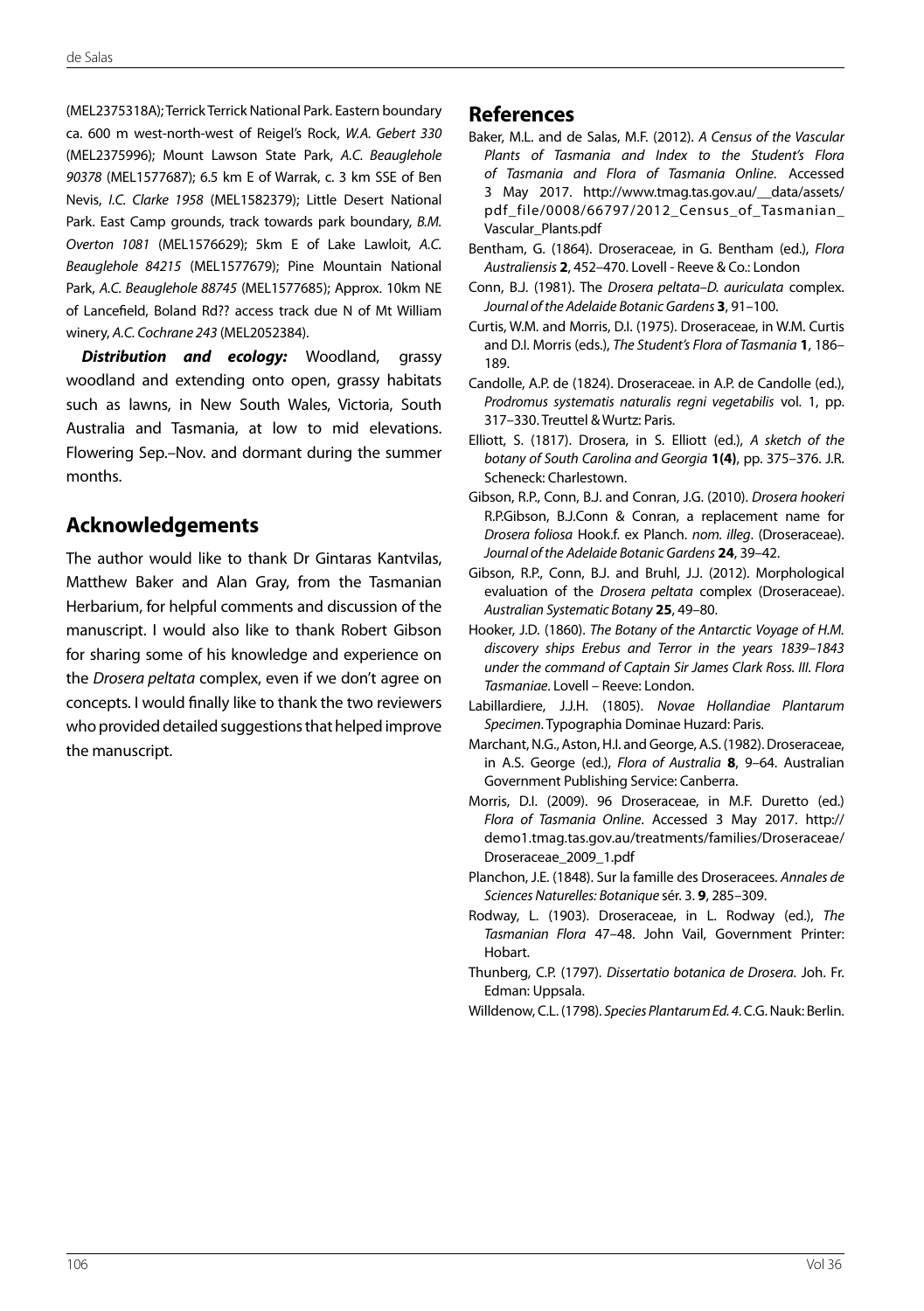(MEL2375318A); Terrick Terrick National Park. Eastern boundary ca. 600 m west-north-west of Reigel's Rock, *W.A. Gebert 330* (MEL2375996); Mount Lawson State Park, *A.C. Beauglehole 90378* (MEL1577687); 6.5 km E of Warrak, c. 3 km SSE of Ben Nevis, *I.C. Clarke 1958* (MEL1582379); Little Desert National Park. East Camp grounds, track towards park boundary, *B.M. Overton 1081* (MEL1576629); 5km E of Lake Lawloit, *A.C. Beauglehole 84215* (MEL1577679); Pine Mountain National Park, *A.C. Beauglehole 88745* (MEL1577685); Approx. 10km NE of Lancefield, Boland Rd?? access track due N of Mt William winery, *A.C. Cochrane 243* (MEL2052384).

***Distribution and ecology:*** Woodland, grassy woodland and extending onto open, grassy habitats such as lawns, in New South Wales, Victoria, South Australia and Tasmania, at low to mid elevations. Flowering Sep.–Nov. and dormant during the summer months.

## Acknowledgements

The author would like to thank Dr Gintaras Kantvilas, Matthew Baker and Alan Gray, from the Tasmanian Herbarium, for helpful comments and discussion of the manuscript. I would also like to thank Robert Gibson for sharing some of his knowledge and experience on the *Drosera peltata* complex, even if we don't agree on concepts. I would finally like to thank the two reviewers who provided detailed suggestions that helped improve the manuscript.

## References

Baker, M.L. and de Salas, M.F. (2012). *A Census of the Vascular Plants of Tasmania and Index to the Student's Flora of Tasmania and Flora of Tasmania Online*. Accessed 3 May 2017. http://www.tmag.tas.gov.au/__data/assets/pdf_file/0008/66797/2012_Census_of_Tasmanian_Vascular_Plants.pdf

Bentham, G. (1864). Droseraceae, in G. Bentham (ed.), *Flora Australiensis* **2**, 452–470. Lovell - Reeve & Co.: London

Conn, B.J. (1981). The *Drosera peltata–D. auriculata* complex. *Journal of the Adelaide Botanic Gardens* **3**, 91–100.

Curtis, W.M. and Morris, D.I. (1975). Droseraceae, in W.M. Curtis and D.I. Morris (eds.), *The Student's Flora of Tasmania* **1**, 186–189.

Candolle, A.P. de (1824). Droseraceae. in A.P. de Candolle (ed.), *Prodromus systematis naturalis regni vegetabilis* vol. 1, pp. 317–330. Treuttel & Wurtz: Paris.

Elliott, S. (1817). Drosera, in S. Elliott (ed.), *A sketch of the botany of South Carolina and Georgia* **1(4)**, pp. 375–376. J.R. Scheneck: Charlestown.

Gibson, R.P., Conn, B.J. and Conran, J.G. (2010). *Drosera hookeri* R.P.Gibson, B.J.Conn & Conran, a replacement name for *Drosera foliosa* Hook.f. ex Planch. *nom. illeg*. (Droseraceae). *Journal of the Adelaide Botanic Gardens* **24**, 39–42.

Gibson, R.P., Conn, B.J. and Bruhl, J.J. (2012). Morphological evaluation of the *Drosera peltata* complex (Droseraceae). *Australian Systematic Botany* **25**, 49–80.

Hooker, J.D. (1860). *The Botany of the Antarctic Voyage of H.M. discovery ships Erebus and Terror in the years 1839–1843 under the command of Captain Sir James Clark Ross. III. Flora Tasmaniae*. Lovell – Reeve: London.

Labillardiere, J.J.H. (1805). *Novae Hollandiae Plantarum Specimen*. Typographia Dominae Huzard: Paris.

Marchant, N.G., Aston, H.I. and George, A.S. (1982). Droseraceae, in A.S. George (ed.), *Flora of Australia* **8**, 9–64. Australian Government Publishing Service: Canberra.

Morris, D.I. (2009). 96 Droseraceae, in M.F. Duretto (ed.) *Flora of Tasmania Online*. Accessed 3 May 2017. http://demo1.tmag.tas.gov.au/treatments/families/Droseraceae/Droseraceae_2009_1.pdf

Planchon, J.E. (1848). Sur la famille des Droseracees. *Annales de Sciences Naturelles: Botanique* sér. 3. **9**, 285–309.

Rodway, L. (1903). Droseraceae, in L. Rodway (ed.), *The Tasmanian Flora* 47–48. John Vail, Government Printer: Hobart.

Thunberg, C.P. (1797). *Dissertatio botanica de Drosera*. Joh. Fr. Edman: Uppsala.

Willdenow, C.L. (1798). *Species Plantarum Ed. 4*. C.G. Nauk: Berlin.